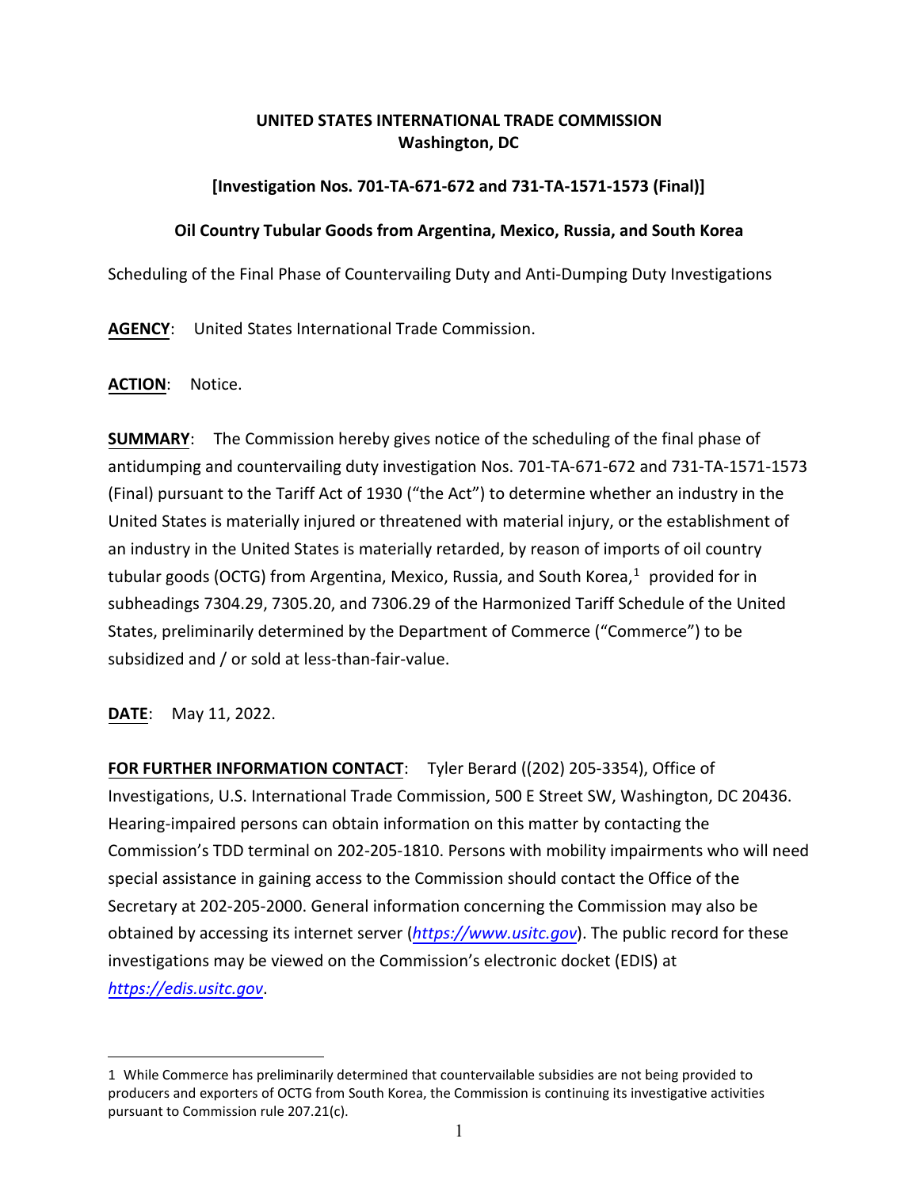**UNITED STATES INTERNATIONAL TRADE COMMISSION**
**Washington, DC**

**[Investigation Nos. 701-TA-671-672 and 731-TA-1571-1573 (Final)]**

**Oil Country Tubular Goods from Argentina, Mexico, Russia, and South Korea**

Scheduling of the Final Phase of Countervailing Duty and Anti-Dumping Duty Investigations

**AGENCY**: United States International Trade Commission.

**ACTION**: Notice.

**SUMMARY**: The Commission hereby gives notice of the scheduling of the final phase of antidumping and countervailing duty investigation Nos. 701-TA-671-672 and 731-TA-1571-1573 (Final) pursuant to the Tariff Act of 1930 ("the Act") to determine whether an industry in the United States is materially injured or threatened with material injury, or the establishment of an industry in the United States is materially retarded, by reason of imports of oil country tubular goods (OCTG) from Argentina, Mexico, Russia, and South Korea,[1] provided for in subheadings 7304.29, 7305.20, and 7306.29 of the Harmonized Tariff Schedule of the United States, preliminarily determined by the Department of Commerce ("Commerce") to be subsidized and / or sold at less-than-fair-value.

**DATE**: May 11, 2022.

**FOR FURTHER INFORMATION CONTACT**: Tyler Berard ((202) 205-3354), Office of Investigations, U.S. International Trade Commission, 500 E Street SW, Washington, DC 20436. Hearing-impaired persons can obtain information on this matter by contacting the Commission's TDD terminal on 202-205-1810. Persons with mobility impairments who will need special assistance in gaining access to the Commission should contact the Office of the Secretary at 202-205-2000. General information concerning the Commission may also be obtained by accessing its internet server (*https://www.usitc.gov*). The public record for these investigations may be viewed on the Commission's electronic docket (EDIS) at *https://edis.usitc.gov*.

---

1 While Commerce has preliminarily determined that countervailable subsidies are not being provided to producers and exporters of OCTG from South Korea, the Commission is continuing its investigative activities pursuant to Commission rule 207.21(c).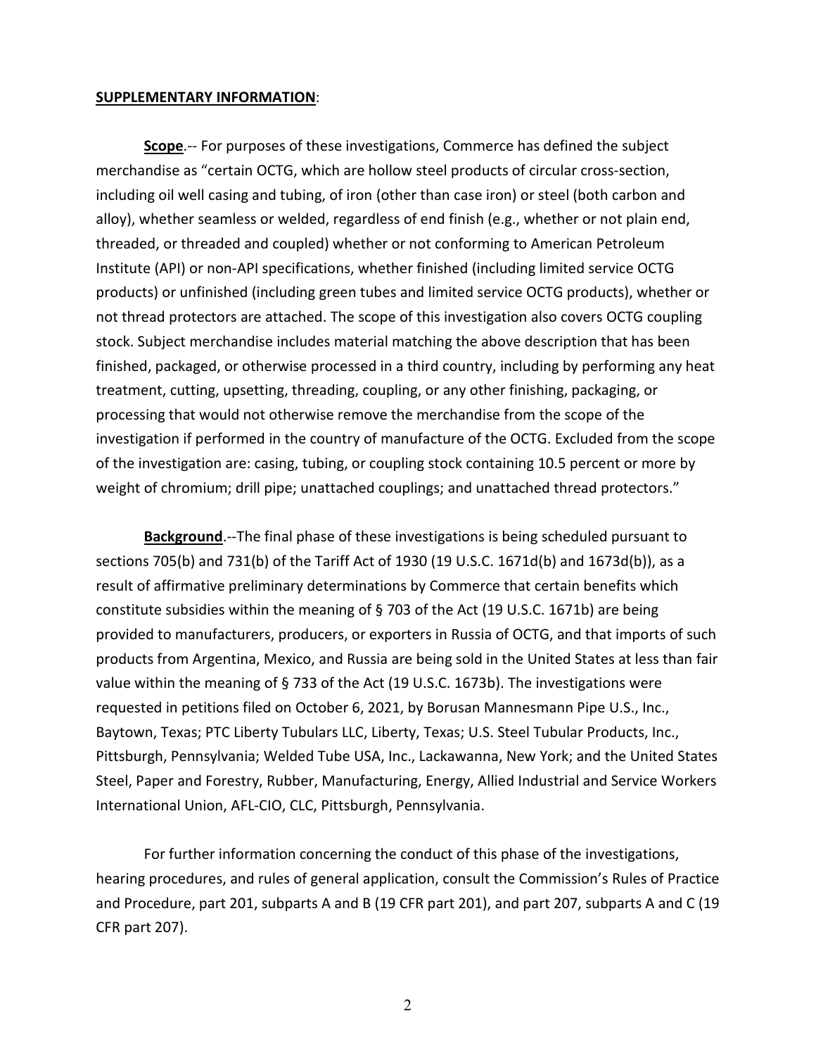**SUPPLEMENTARY INFORMATION**:

**Scope**.-- For purposes of these investigations, Commerce has defined the subject merchandise as "certain OCTG, which are hollow steel products of circular cross-section, including oil well casing and tubing, of iron (other than case iron) or steel (both carbon and alloy), whether seamless or welded, regardless of end finish (e.g., whether or not plain end, threaded, or threaded and coupled) whether or not conforming to American Petroleum Institute (API) or non-API specifications, whether finished (including limited service OCTG products) or unfinished (including green tubes and limited service OCTG products), whether or not thread protectors are attached. The scope of this investigation also covers OCTG coupling stock. Subject merchandise includes material matching the above description that has been finished, packaged, or otherwise processed in a third country, including by performing any heat treatment, cutting, upsetting, threading, coupling, or any other finishing, packaging, or processing that would not otherwise remove the merchandise from the scope of the investigation if performed in the country of manufacture of the OCTG. Excluded from the scope of the investigation are: casing, tubing, or coupling stock containing 10.5 percent or more by weight of chromium; drill pipe; unattached couplings; and unattached thread protectors."

**Background**.--The final phase of these investigations is being scheduled pursuant to sections 705(b) and 731(b) of the Tariff Act of 1930 (19 U.S.C. 1671d(b) and 1673d(b)), as a result of affirmative preliminary determinations by Commerce that certain benefits which constitute subsidies within the meaning of § 703 of the Act (19 U.S.C. 1671b) are being provided to manufacturers, producers, or exporters in Russia of OCTG, and that imports of such products from Argentina, Mexico, and Russia are being sold in the United States at less than fair value within the meaning of § 733 of the Act (19 U.S.C. 1673b). The investigations were requested in petitions filed on October 6, 2021, by Borusan Mannesmann Pipe U.S., Inc., Baytown, Texas; PTC Liberty Tubulars LLC, Liberty, Texas; U.S. Steel Tubular Products, Inc., Pittsburgh, Pennsylvania; Welded Tube USA, Inc., Lackawanna, New York; and the United States Steel, Paper and Forestry, Rubber, Manufacturing, Energy, Allied Industrial and Service Workers International Union, AFL-CIO, CLC, Pittsburgh, Pennsylvania.

For further information concerning the conduct of this phase of the investigations, hearing procedures, and rules of general application, consult the Commission's Rules of Practice and Procedure, part 201, subparts A and B (19 CFR part 201), and part 207, subparts A and C (19 CFR part 207).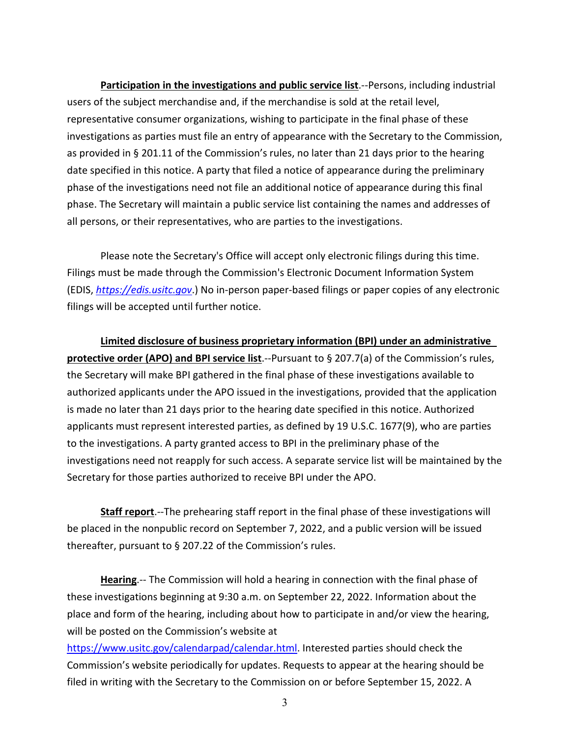**Participation in the investigations and public service list**.--Persons, including industrial users of the subject merchandise and, if the merchandise is sold at the retail level, representative consumer organizations, wishing to participate in the final phase of these investigations as parties must file an entry of appearance with the Secretary to the Commission, as provided in § 201.11 of the Commission's rules, no later than 21 days prior to the hearing date specified in this notice. A party that filed a notice of appearance during the preliminary phase of the investigations need not file an additional notice of appearance during this final phase. The Secretary will maintain a public service list containing the names and addresses of all persons, or their representatives, who are parties to the investigations.

Please note the Secretary's Office will accept only electronic filings during this time. Filings must be made through the Commission's Electronic Document Information System (EDIS, *https://edis.usitc.gov*.) No in-person paper-based filings or paper copies of any electronic filings will be accepted until further notice.

**Limited disclosure of business proprietary information (BPI) under an administrative protective order (APO) and BPI service list**.--Pursuant to § 207.7(a) of the Commission's rules, the Secretary will make BPI gathered in the final phase of these investigations available to authorized applicants under the APO issued in the investigations, provided that the application is made no later than 21 days prior to the hearing date specified in this notice. Authorized applicants must represent interested parties, as defined by 19 U.S.C. 1677(9), who are parties to the investigations. A party granted access to BPI in the preliminary phase of the investigations need not reapply for such access. A separate service list will be maintained by the Secretary for those parties authorized to receive BPI under the APO.

**Staff report**.--The prehearing staff report in the final phase of these investigations will be placed in the nonpublic record on September 7, 2022, and a public version will be issued thereafter, pursuant to § 207.22 of the Commission's rules.

**Hearing**.-- The Commission will hold a hearing in connection with the final phase of these investigations beginning at 9:30 a.m. on September 22, 2022. Information about the place and form of the hearing, including about how to participate in and/or view the hearing, will be posted on the Commission's website at https://www.usitc.gov/calendarpad/calendar.html. Interested parties should check the Commission's website periodically for updates. Requests to appear at the hearing should be filed in writing with the Secretary to the Commission on or before September 15, 2022. A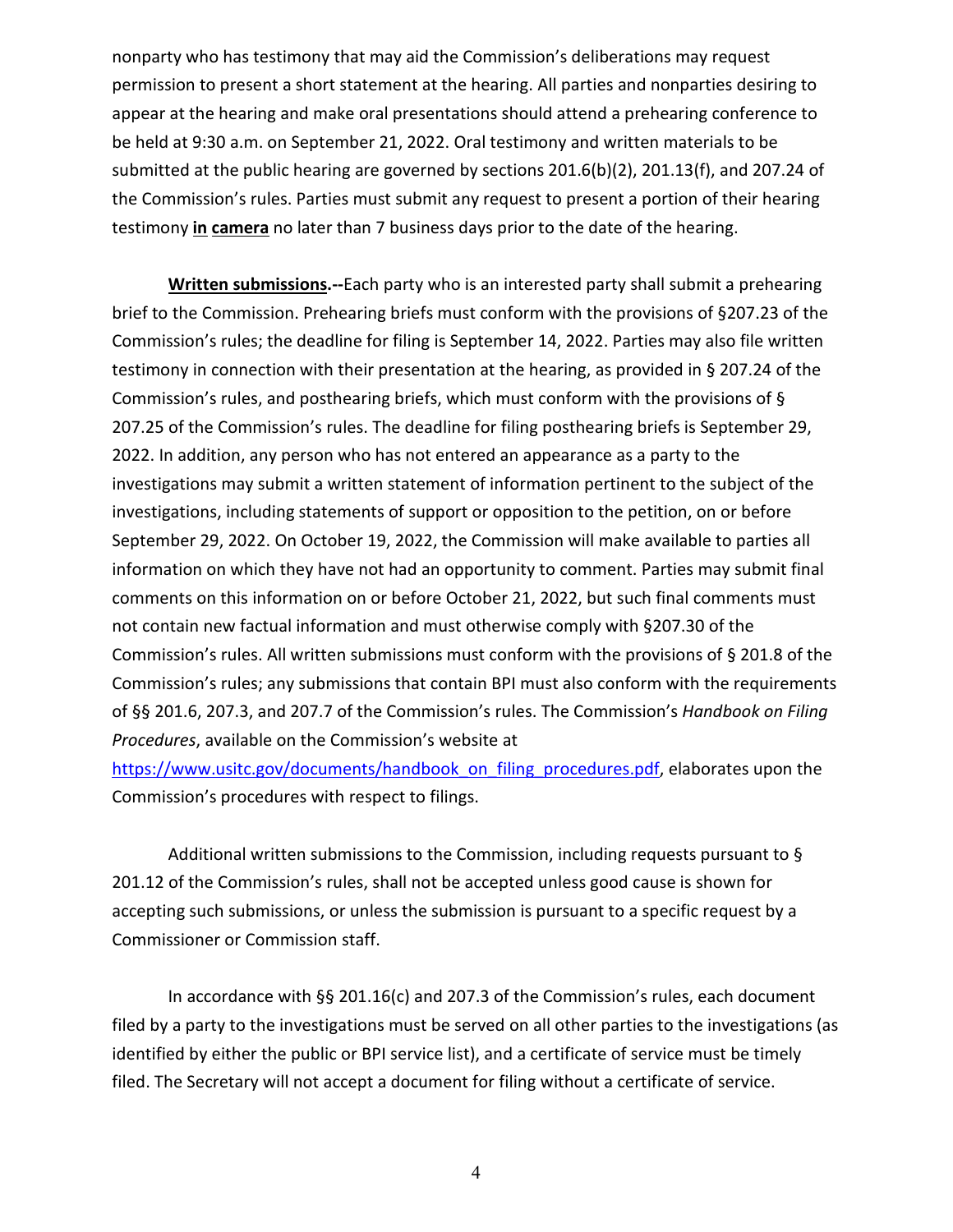nonparty who has testimony that may aid the Commission's deliberations may request permission to present a short statement at the hearing. All parties and nonparties desiring to appear at the hearing and make oral presentations should attend a prehearing conference to be held at 9:30 a.m. on September 21, 2022. Oral testimony and written materials to be submitted at the public hearing are governed by sections 201.6(b)(2), 201.13(f), and 207.24 of the Commission's rules. Parties must submit any request to present a portion of their hearing testimony **in camera** no later than 7 business days prior to the date of the hearing.

**Written submissions.--**Each party who is an interested party shall submit a prehearing brief to the Commission. Prehearing briefs must conform with the provisions of §207.23 of the Commission's rules; the deadline for filing is September 14, 2022. Parties may also file written testimony in connection with their presentation at the hearing, as provided in § 207.24 of the Commission's rules, and posthearing briefs, which must conform with the provisions of § 207.25 of the Commission's rules. The deadline for filing posthearing briefs is September 29, 2022. In addition, any person who has not entered an appearance as a party to the investigations may submit a written statement of information pertinent to the subject of the investigations, including statements of support or opposition to the petition, on or before September 29, 2022. On October 19, 2022, the Commission will make available to parties all information on which they have not had an opportunity to comment. Parties may submit final comments on this information on or before October 21, 2022, but such final comments must not contain new factual information and must otherwise comply with §207.30 of the Commission's rules. All written submissions must conform with the provisions of § 201.8 of the Commission's rules; any submissions that contain BPI must also conform with the requirements of §§ 201.6, 207.3, and 207.7 of the Commission's rules. The Commission's *Handbook on Filing Procedures*, available on the Commission's website at https://www.usitc.gov/documents/handbook_on_filing_procedures.pdf, elaborates upon the Commission's procedures with respect to filings.

Additional written submissions to the Commission, including requests pursuant to § 201.12 of the Commission's rules, shall not be accepted unless good cause is shown for accepting such submissions, or unless the submission is pursuant to a specific request by a Commissioner or Commission staff.

In accordance with §§ 201.16(c) and 207.3 of the Commission's rules, each document filed by a party to the investigations must be served on all other parties to the investigations (as identified by either the public or BPI service list), and a certificate of service must be timely filed. The Secretary will not accept a document for filing without a certificate of service.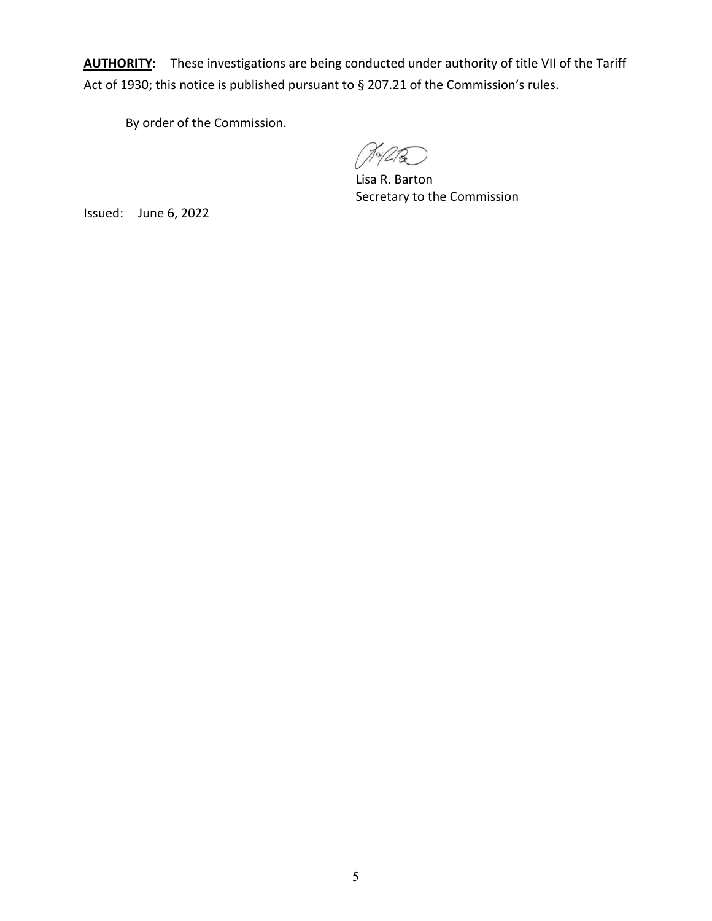**AUTHORITY**: These investigations are being conducted under authority of title VII of the Tariff Act of 1930; this notice is published pursuant to § 207.21 of the Commission's rules.

By order of the Commission.

Lisa R. Barton
Secretary to the Commission

Issued: June 6, 2022